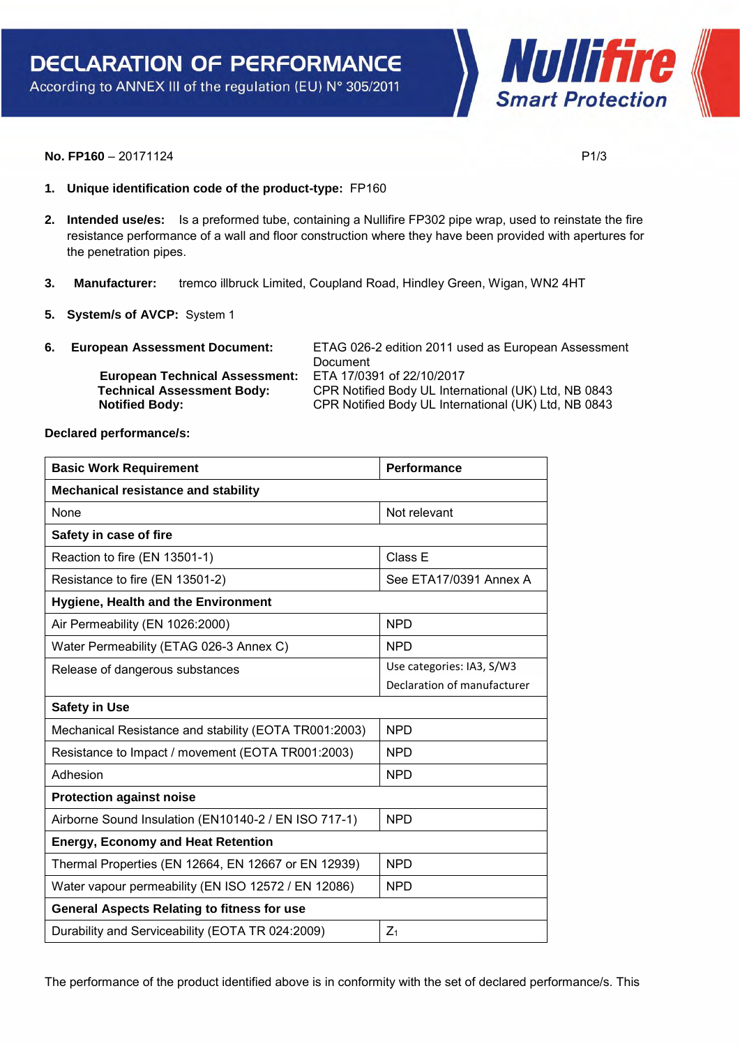# DECLARATION OF PERFORMANCE

According to ANNEX III of the regulation (EU) N° 305/2011

Nullifire
Smart Protection

**No. FP160** – 20171124

1. **Unique identification code of the product-type:** FP160

2. **Intended use/es:** Is a preformed tube, containing a Nullifire FP302 pipe wrap, used to reinstate the fire resistance performance of a wall and floor construction where they have been provided with apertures for the penetration pipes.

3. **Manufacturer:** tremco illbruck Limited, Coupland Road, Hindley Green, Wigan, WN2 4HT

5. **System/s of AVCP:** System 1

6. **European Assessment Document:** ETAG 026-2 edition 2011 used as European Assessment Document
   **European Technical Assessment:** ETA 17/0391 of 22/10/2017
   **Technical Assessment Body:** CPR Notified Body UL International (UK) Ltd, NB 0843
   **Notified Body:** CPR Notified Body UL International (UK) Ltd, NB 0843

**Declared performance/s:**

| Basic Work Requirement | Performance |
|---|---|
| **Mechanical resistance and stability** | |
| None | Not relevant |
| **Safety in case of fire** | |
| Reaction to fire (EN 13501-1) | Class E |
| Resistance to fire (EN 13501-2) | See ETA17/0391 Annex A |
| **Hygiene, Health and the Environment** | |
| Air Permeability (EN 1026:2000) | NPD |
| Water Permeability (ETAG 026-3 Annex C) | NPD |
| Release of dangerous substances | Use categories: IA3, S/W3<br>Declaration of manufacturer |
| **Safety in Use** | |
| Mechanical Resistance and stability (EOTA TR001:2003) | NPD |
| Resistance to Impact / movement (EOTA TR001:2003) | NPD |
| Adhesion | NPD |
| **Protection against noise** | |
| Airborne Sound Insulation (EN10140-2 / EN ISO 717-1) | NPD |
| **Energy, Economy and Heat Retention** | |
| Thermal Properties (EN 12664, EN 12667 or EN 12939) | NPD |
| Water vapour permeability (EN ISO 12572 / EN 12086) | NPD |
| **General Aspects Relating to fitness for use** | |
| Durability and Serviceability (EOTA TR 024:2009) | $Z_1$ |

The performance of the product identified above is in conformity with the set of declared performance/s. This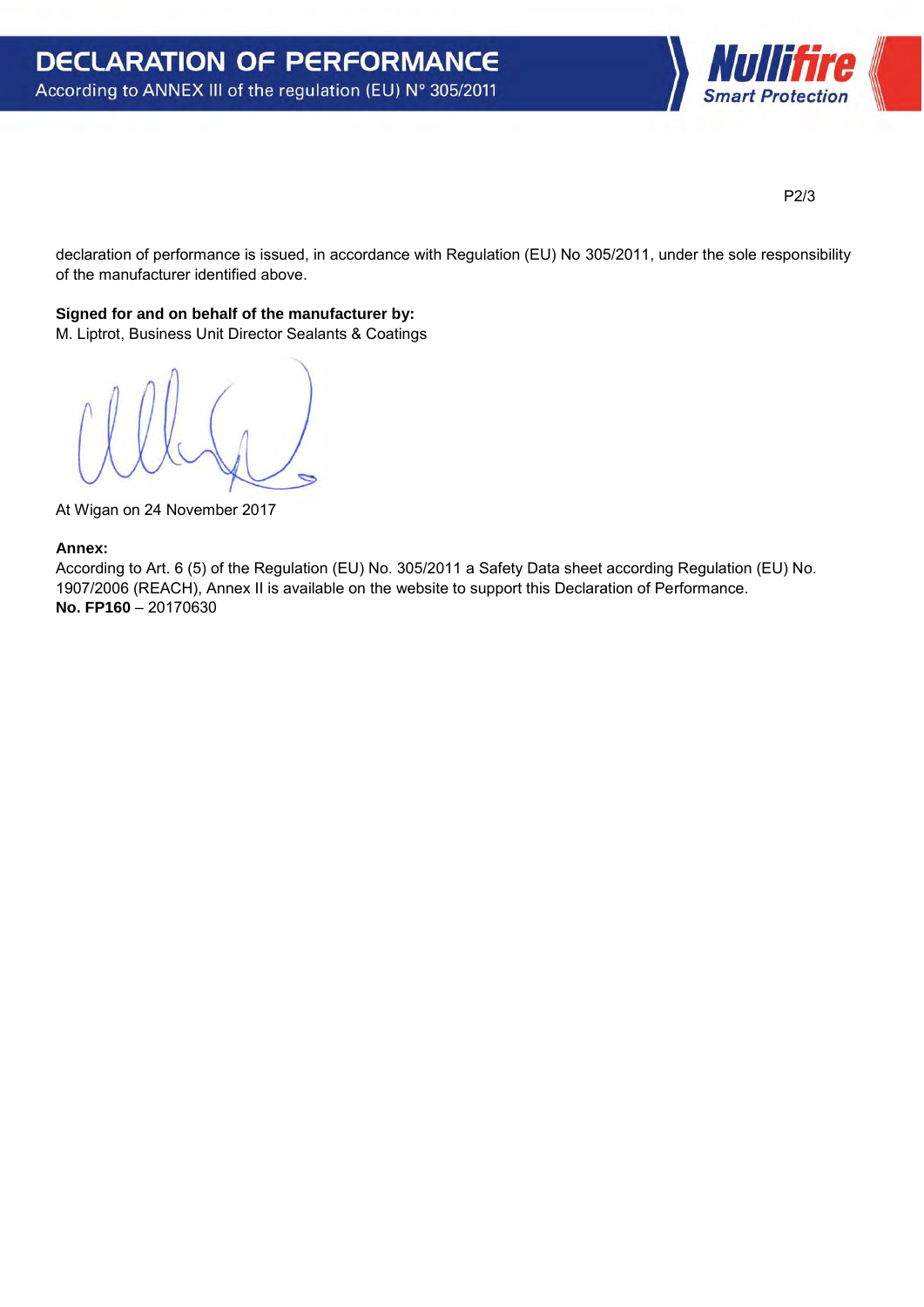declaration of performance is issued, in accordance with Regulation (EU) No 305/2011, under the sole responsibility of the manufacturer identified above.

**Signed for and on behalf of the manufacturer by:**
M. Liptrot, Business Unit Director Sealants & Coatings

At Wigan on 24 November 2017

**Annex:**
According to Art. 6 (5) of the Regulation (EU) No. 305/2011 a Safety Data sheet according Regulation (EU) No. 1907/2006 (REACH), Annex II is available on the website to support this Declaration of Performance.
**No. FP160** – 20170630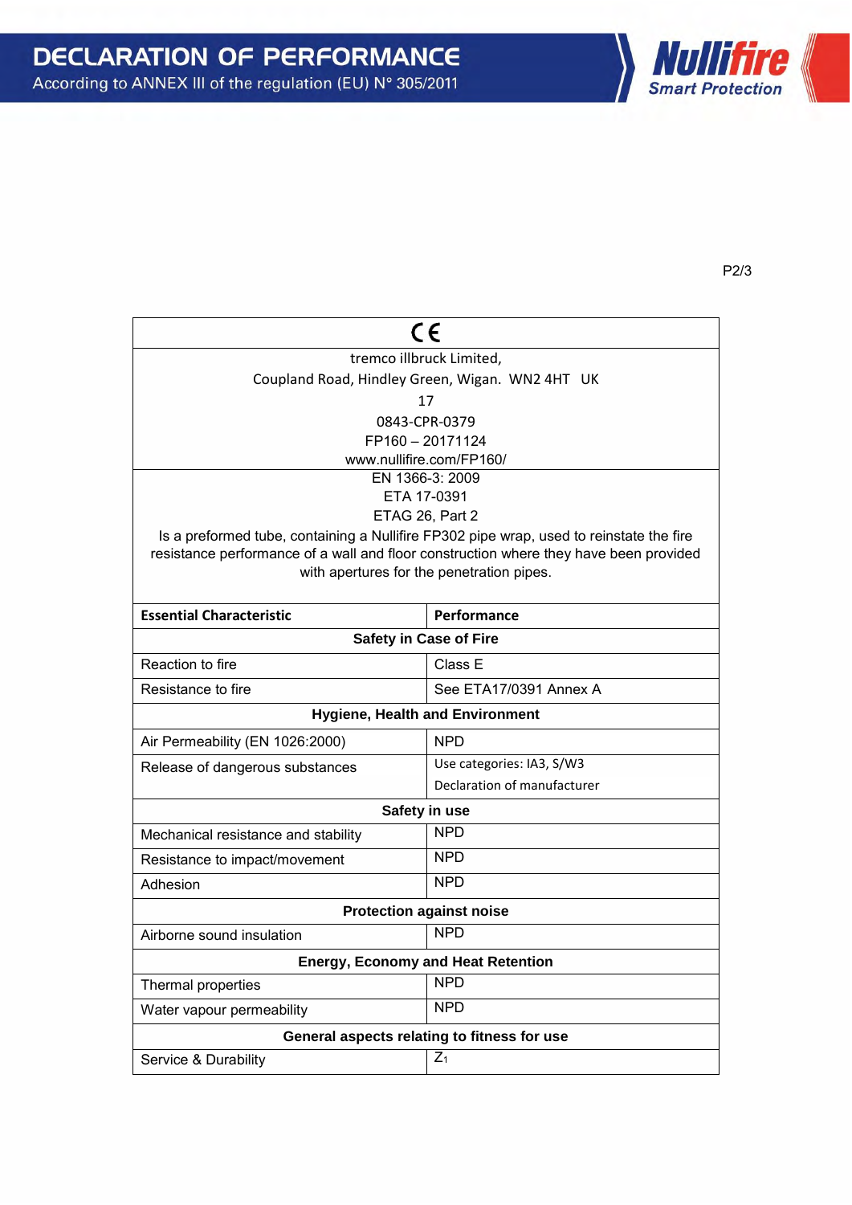# DECLARATION OF PERFORMANCE

According to ANNEX III of the regulation (EU) N° 305/2011

CE

tremco illbruck Limited,

Coupland Road, Hindley Green, Wigan. WN2 4HT UK

17

0843-CPR-0379

FP160 – 20171124

www.nullifire.com/FP160/

EN 1366-3: 2009

ETA 17-0391

ETAG 26, Part 2

Is a preformed tube, containing a Nullifire FP302 pipe wrap, used to reinstate the fire resistance performance of a wall and floor construction where they have been provided with apertures for the penetration pipes.

| **Essential Characteristic** | **Performance** |
|---|---|
| **Safety in Case of Fire** | |
| Reaction to fire | Class E |
| Resistance to fire | See ETA17/0391 Annex A |
| **Hygiene, Health and Environment** | |
| Air Permeability (EN 1026:2000) | NPD |
| Release of dangerous substances | Use categories: IA3, S/W3<br>Declaration of manufacturer |
| **Safety in use** | |
| Mechanical resistance and stability | NPD |
| Resistance to impact/movement | NPD |
| Adhesion | NPD |
| **Protection against noise** | |
| Airborne sound insulation | NPD |
| **Energy, Economy and Heat Retention** | |
| Thermal properties | NPD |
| Water vapour permeability | NPD |
| **General aspects relating to fitness for use** | |
| Service & Durability | $Z_1$ |